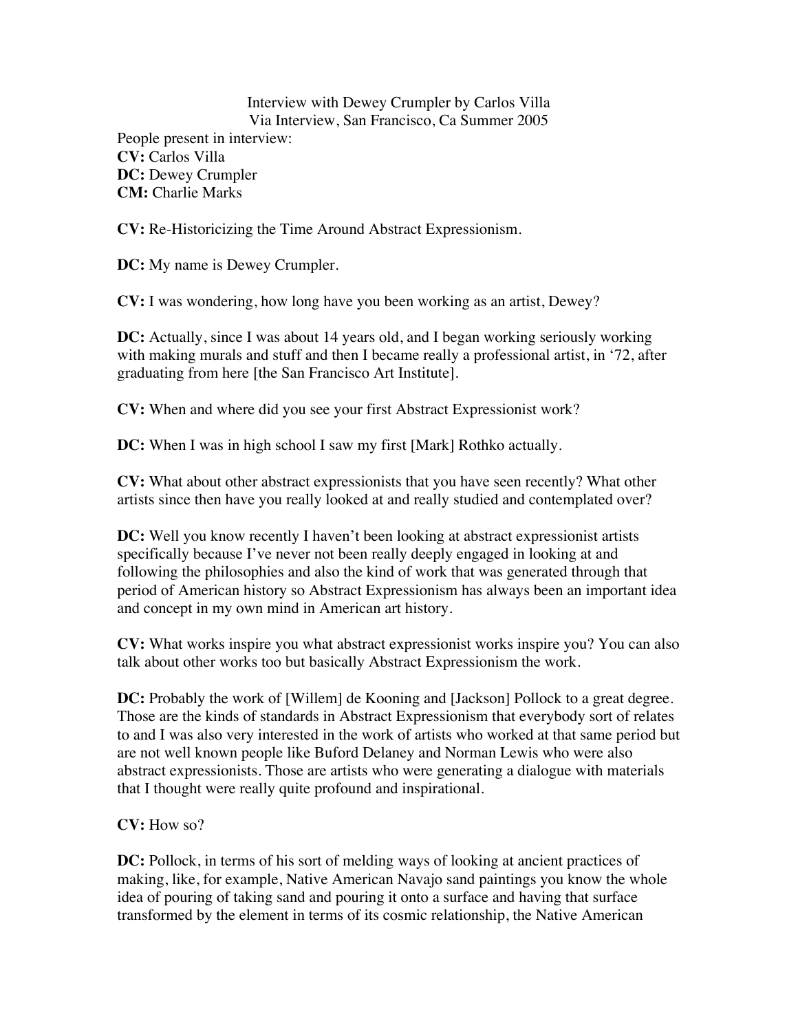Interview with Dewey Crumpler by Carlos Villa
Via Interview, San Francisco, Ca Summer 2005

People present in interview:
**CV:** Carlos Villa
**DC:** Dewey Crumpler
**CM:** Charlie Marks

**CV:** Re-Historicizing the Time Around Abstract Expressionism.

**DC:** My name is Dewey Crumpler.

**CV:** I was wondering, how long have you been working as an artist, Dewey?

**DC:** Actually, since I was about 14 years old, and I began working seriously working with making murals and stuff and then I became really a professional artist, in '72, after graduating from here [the San Francisco Art Institute].

**CV:** When and where did you see your first Abstract Expressionist work?

**DC:** When I was in high school I saw my first [Mark] Rothko actually.

**CV:** What about other abstract expressionists that you have seen recently? What other artists since then have you really looked at and really studied and contemplated over?

**DC:** Well you know recently I haven't been looking at abstract expressionist artists specifically because I've never not been really deeply engaged in looking at and following the philosophies and also the kind of work that was generated through that period of American history so Abstract Expressionism has always been an important idea and concept in my own mind in American art history.

**CV:** What works inspire you what abstract expressionist works inspire you? You can also talk about other works too but basically Abstract Expressionism the work.

**DC:** Probably the work of [Willem] de Kooning and [Jackson] Pollock to a great degree. Those are the kinds of standards in Abstract Expressionism that everybody sort of relates to and I was also very interested in the work of artists who worked at that same period but are not well known people like Buford Delaney and Norman Lewis who were also abstract expressionists. Those are artists who were generating a dialogue with materials that I thought were really quite profound and inspirational.

**CV:** How so?

**DC:** Pollock, in terms of his sort of melding ways of looking at ancient practices of making, like, for example, Native American Navajo sand paintings you know the whole idea of pouring of taking sand and pouring it onto a surface and having that surface transformed by the element in terms of its cosmic relationship, the Native American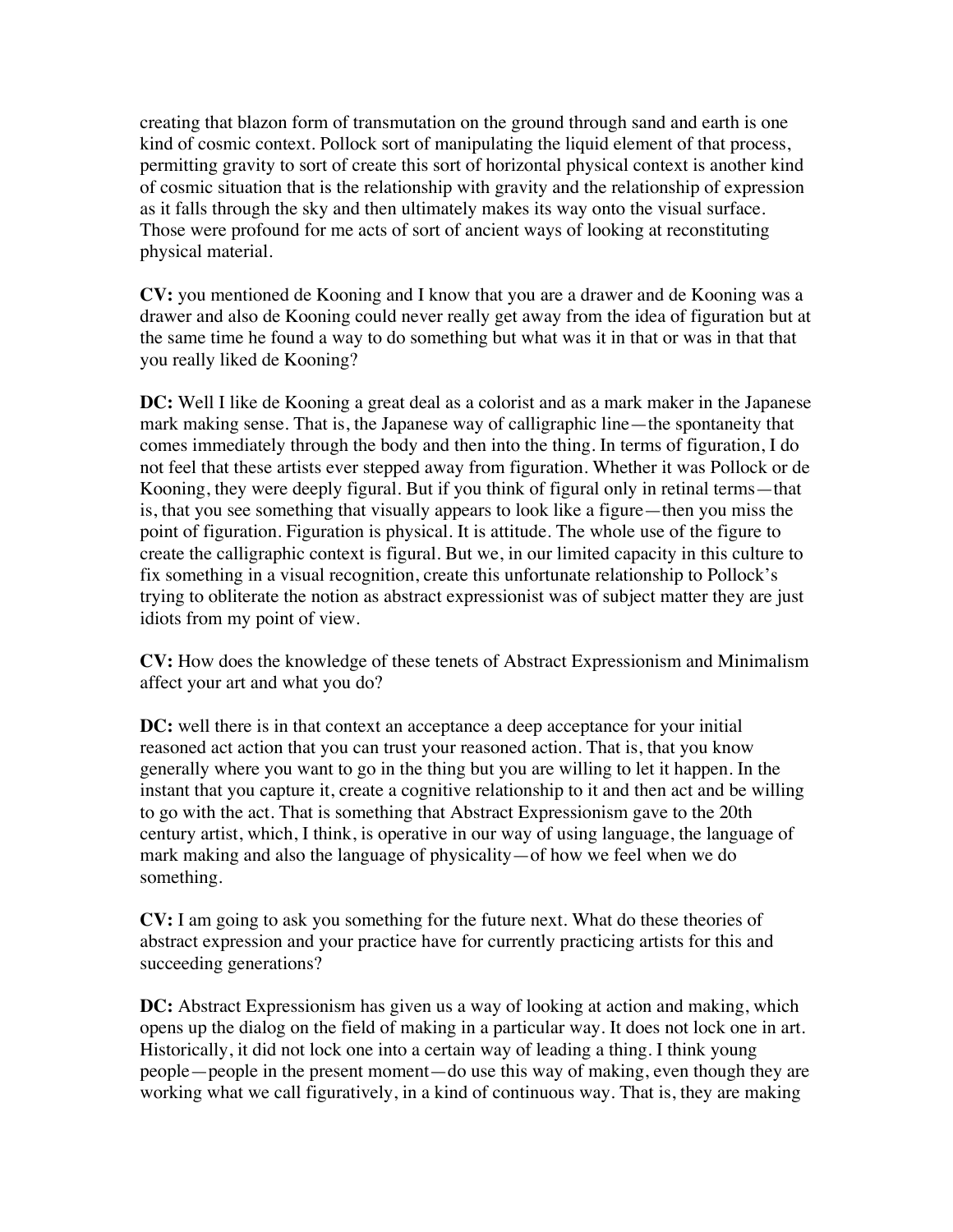creating that blazon form of transmutation on the ground through sand and earth is one kind of cosmic context. Pollock sort of manipulating the liquid element of that process, permitting gravity to sort of create this sort of horizontal physical context is another kind of cosmic situation that is the relationship with gravity and the relationship of expression as it falls through the sky and then ultimately makes its way onto the visual surface. Those were profound for me acts of sort of ancient ways of looking at reconstituting physical material.

**CV:** you mentioned de Kooning and I know that you are a drawer and de Kooning was a drawer and also de Kooning could never really get away from the idea of figuration but at the same time he found a way to do something but what was it in that or was in that that you really liked de Kooning?

**DC:** Well I like de Kooning a great deal as a colorist and as a mark maker in the Japanese mark making sense. That is, the Japanese way of calligraphic line—the spontaneity that comes immediately through the body and then into the thing. In terms of figuration, I do not feel that these artists ever stepped away from figuration. Whether it was Pollock or de Kooning, they were deeply figural. But if you think of figural only in retinal terms—that is, that you see something that visually appears to look like a figure—then you miss the point of figuration. Figuration is physical. It is attitude. The whole use of the figure to create the calligraphic context is figural. But we, in our limited capacity in this culture to fix something in a visual recognition, create this unfortunate relationship to Pollock's trying to obliterate the notion as abstract expressionist was of subject matter they are just idiots from my point of view.

**CV:** How does the knowledge of these tenets of Abstract Expressionism and Minimalism affect your art and what you do?

**DC:** well there is in that context an acceptance a deep acceptance for your initial reasoned act action that you can trust your reasoned action. That is, that you know generally where you want to go in the thing but you are willing to let it happen. In the instant that you capture it, create a cognitive relationship to it and then act and be willing to go with the act. That is something that Abstract Expressionism gave to the 20th century artist, which, I think, is operative in our way of using language, the language of mark making and also the language of physicality—of how we feel when we do something.

**CV:** I am going to ask you something for the future next. What do these theories of abstract expression and your practice have for currently practicing artists for this and succeeding generations?

**DC:** Abstract Expressionism has given us a way of looking at action and making, which opens up the dialog on the field of making in a particular way. It does not lock one in art. Historically, it did not lock one into a certain way of leading a thing. I think young people—people in the present moment—do use this way of making, even though they are working what we call figuratively, in a kind of continuous way. That is, they are making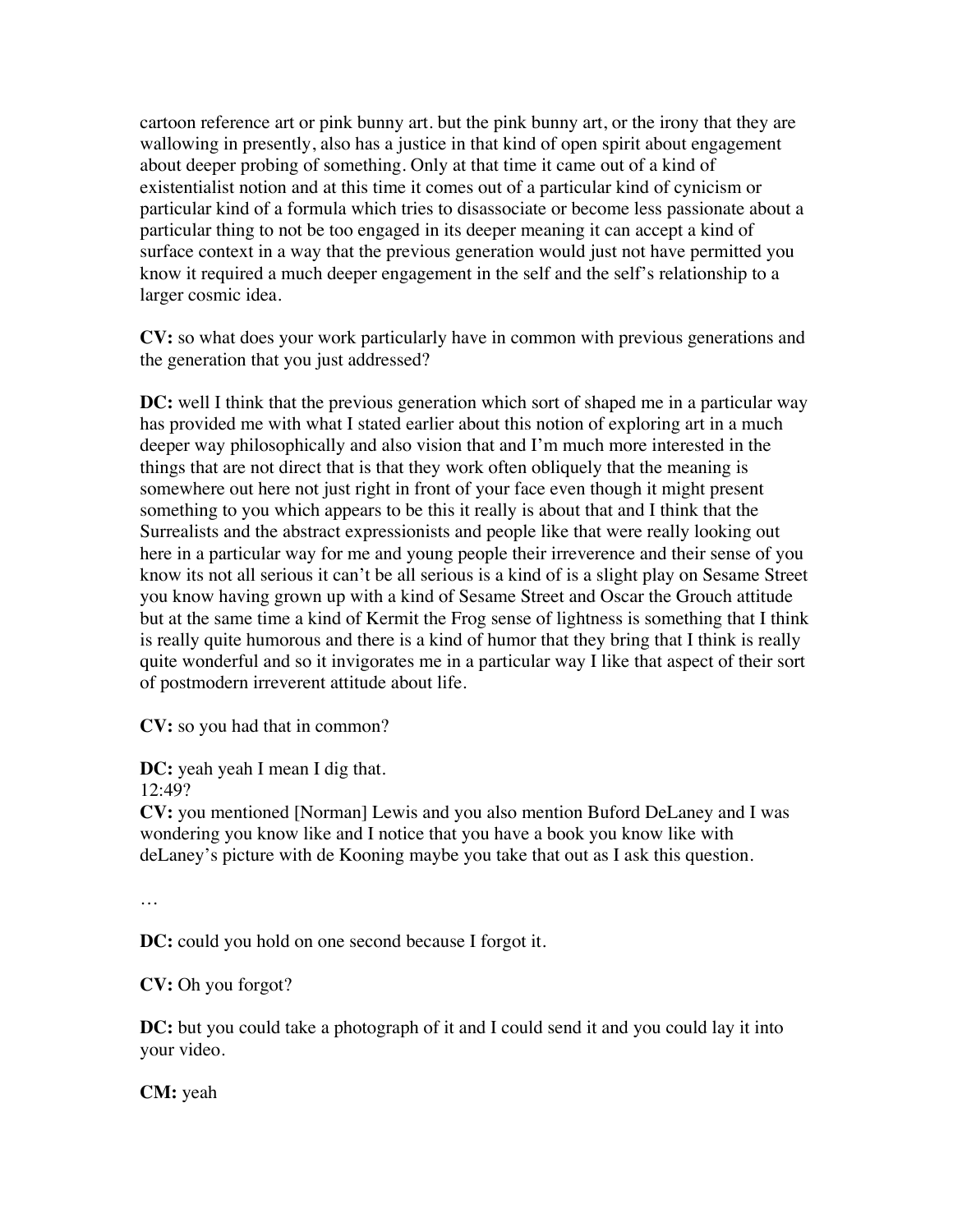cartoon reference art or pink bunny art. but the pink bunny art, or the irony that they are wallowing in presently, also has a justice in that kind of open spirit about engagement about deeper probing of something. Only at that time it came out of a kind of existentialist notion and at this time it comes out of a particular kind of cynicism or particular kind of a formula which tries to disassociate or become less passionate about a particular thing to not be too engaged in its deeper meaning it can accept a kind of surface context in a way that the previous generation would just not have permitted you know it required a much deeper engagement in the self and the self's relationship to a larger cosmic idea.

**CV:** so what does your work particularly have in common with previous generations and the generation that you just addressed?

**DC:** well I think that the previous generation which sort of shaped me in a particular way has provided me with what I stated earlier about this notion of exploring art in a much deeper way philosophically and also vision that and I'm much more interested in the things that are not direct that is that they work often obliquely that the meaning is somewhere out here not just right in front of your face even though it might present something to you which appears to be this it really is about that and I think that the Surrealists and the abstract expressionists and people like that were really looking out here in a particular way for me and young people their irreverence and their sense of you know its not all serious it can't be all serious is a kind of is a slight play on Sesame Street you know having grown up with a kind of Sesame Street and Oscar the Grouch attitude but at the same time a kind of Kermit the Frog sense of lightness is something that I think is really quite humorous and there is a kind of humor that they bring that I think is really quite wonderful and so it invigorates me in a particular way I like that aspect of their sort of postmodern irreverent attitude about life.

**CV:** so you had that in common?

**DC:** yeah yeah I mean I dig that.
12:49?
**CV:** you mentioned [Norman] Lewis and you also mention Buford DeLaney and I was wondering you know like and I notice that you have a book you know like with deLaney's picture with de Kooning maybe you take that out as I ask this question.

…

**DC:** could you hold on one second because I forgot it.

**CV:** Oh you forgot?

**DC:** but you could take a photograph of it and I could send it and you could lay it into your video.

**CM:** yeah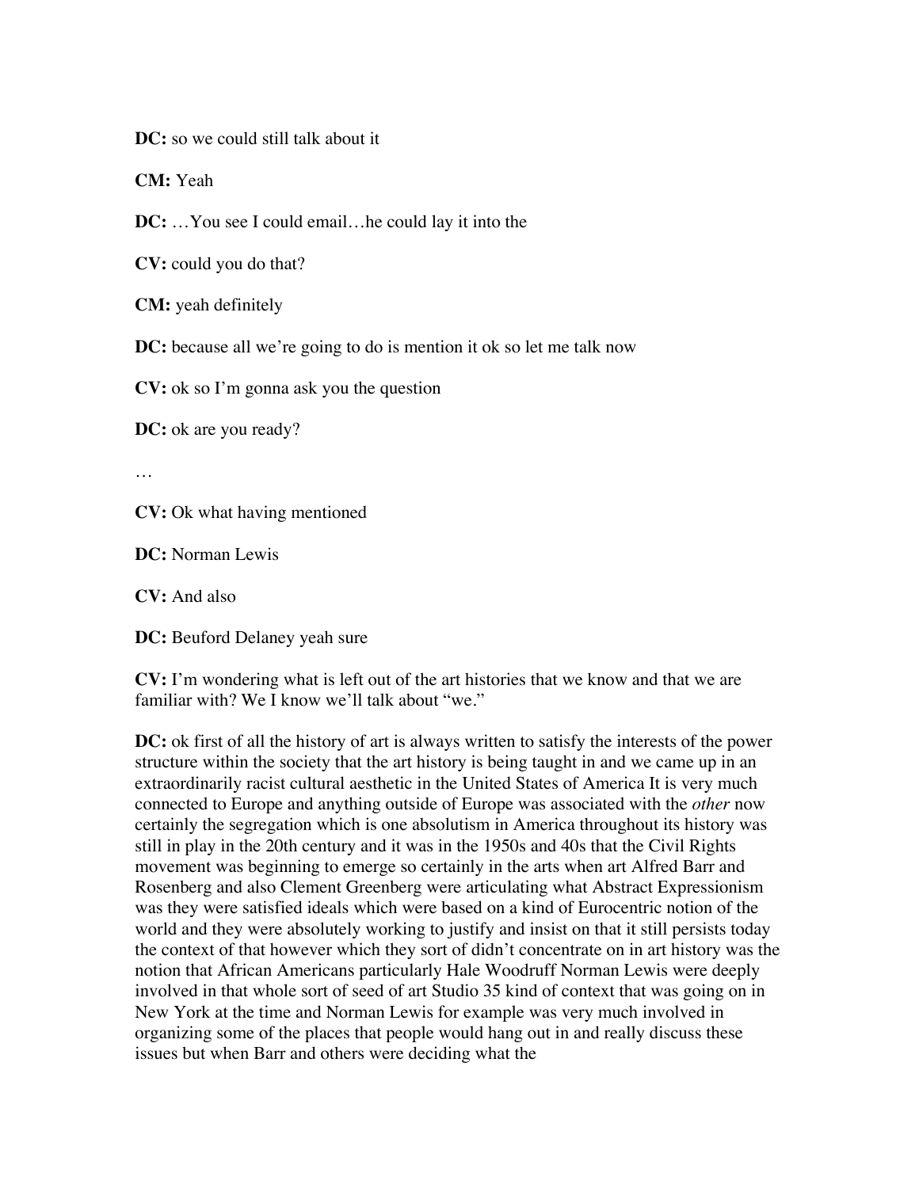**DC:** so we could still talk about it

**CM:** Yeah

**DC:** …You see I could email…he could lay it into the

**CV:** could you do that?

**CM:** yeah definitely

**DC:** because all we're going to do is mention it ok so let me talk now

**CV:** ok so I'm gonna ask you the question

**DC:** ok are you ready?

…

**CV:** Ok what having mentioned

**DC:** Norman Lewis

**CV:** And also

**DC:** Beuford Delaney yeah sure

**CV:** I'm wondering what is left out of the art histories that we know and that we are familiar with? We I know we'll talk about "we."

**DC:** ok first of all the history of art is always written to satisfy the interests of the power structure within the society that the art history is being taught in and we came up in an extraordinarily racist cultural aesthetic in the United States of America It is very much connected to Europe and anything outside of Europe was associated with the *other* now certainly the segregation which is one absolutism in America throughout its history was still in play in the 20th century and it was in the 1950s and 40s that the Civil Rights movement was beginning to emerge so certainly in the arts when art Alfred Barr and Rosenberg and also Clement Greenberg were articulating what Abstract Expressionism was they were satisfied ideals which were based on a kind of Eurocentric notion of the world and they were absolutely working to justify and insist on that it still persists today the context of that however which they sort of didn't concentrate on in art history was the notion that African Americans particularly Hale Woodruff Norman Lewis were deeply involved in that whole sort of seed of art Studio 35 kind of context that was going on in New York at the time and Norman Lewis for example was very much involved in organizing some of the places that people would hang out in and really discuss these issues but when Barr and others were deciding what the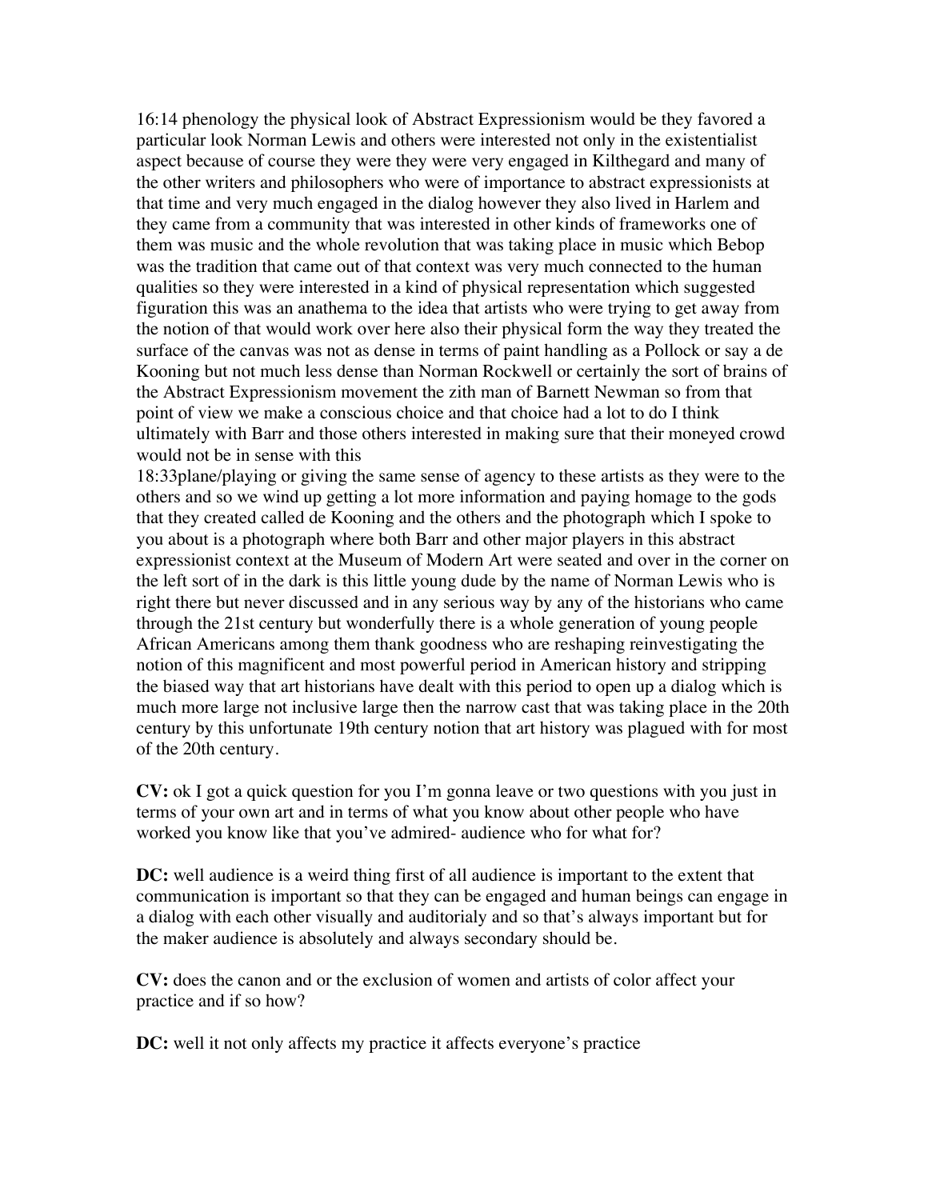16:14 phenology the physical look of Abstract Expressionism would be they favored a particular look Norman Lewis and others were interested not only in the existentialist aspect because of course they were they were very engaged in Kilthegard and many of the other writers and philosophers who were of importance to abstract expressionists at that time and very much engaged in the dialog however they also lived in Harlem and they came from a community that was interested in other kinds of frameworks one of them was music and the whole revolution that was taking place in music which Bebop was the tradition that came out of that context was very much connected to the human qualities so they were interested in a kind of physical representation which suggested figuration this was an anathema to the idea that artists who were trying to get away from the notion of that would work over here also their physical form the way they treated the surface of the canvas was not as dense in terms of paint handling as a Pollock or say a de Kooning but not much less dense than Norman Rockwell or certainly the sort of brains of the Abstract Expressionism movement the zith man of Barnett Newman so from that point of view we make a conscious choice and that choice had a lot to do I think ultimately with Barr and those others interested in making sure that their moneyed crowd would not be in sense with this

18:33plane/playing or giving the same sense of agency to these artists as they were to the others and so we wind up getting a lot more information and paying homage to the gods that they created called de Kooning and the others and the photograph which I spoke to you about is a photograph where both Barr and other major players in this abstract expressionist context at the Museum of Modern Art were seated and over in the corner on the left sort of in the dark is this little young dude by the name of Norman Lewis who is right there but never discussed and in any serious way by any of the historians who came through the 21st century but wonderfully there is a whole generation of young people African Americans among them thank goodness who are reshaping reinvestigating the notion of this magnificent and most powerful period in American history and stripping the biased way that art historians have dealt with this period to open up a dialog which is much more large not inclusive large then the narrow cast that was taking place in the 20th century by this unfortunate 19th century notion that art history was plagued with for most of the 20th century.

**CV:** ok I got a quick question for you I'm gonna leave or two questions with you just in terms of your own art and in terms of what you know about other people who have worked you know like that you've admired- audience who for what for?

**DC:** well audience is a weird thing first of all audience is important to the extent that communication is important so that they can be engaged and human beings can engage in a dialog with each other visually and auditorialy and so that's always important but for the maker audience is absolutely and always secondary should be.

**CV:** does the canon and or the exclusion of women and artists of color affect your practice and if so how?

**DC:** well it not only affects my practice it affects everyone's practice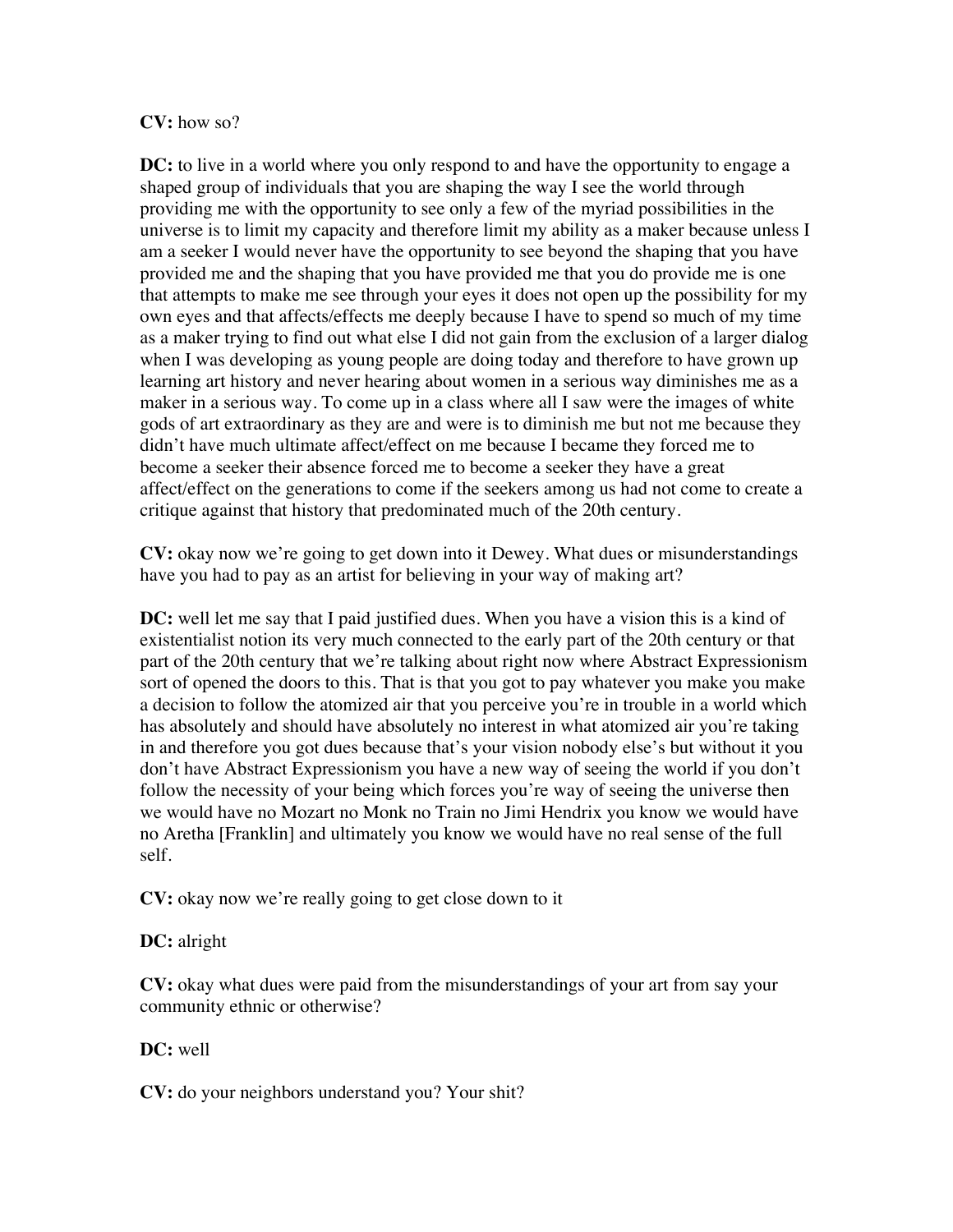**CV:** how so?

**DC:** to live in a world where you only respond to and have the opportunity to engage a shaped group of individuals that you are shaping the way I see the world through providing me with the opportunity to see only a few of the myriad possibilities in the universe is to limit my capacity and therefore limit my ability as a maker because unless I am a seeker I would never have the opportunity to see beyond the shaping that you have provided me and the shaping that you have provided me that you do provide me is one that attempts to make me see through your eyes it does not open up the possibility for my own eyes and that affects/effects me deeply because I have to spend so much of my time as a maker trying to find out what else I did not gain from the exclusion of a larger dialog when I was developing as young people are doing today and therefore to have grown up learning art history and never hearing about women in a serious way diminishes me as a maker in a serious way. To come up in a class where all I saw were the images of white gods of art extraordinary as they are and were is to diminish me but not me because they didn't have much ultimate affect/effect on me because I became they forced me to become a seeker their absence forced me to become a seeker they have a great affect/effect on the generations to come if the seekers among us had not come to create a critique against that history that predominated much of the 20th century.

**CV:** okay now we're going to get down into it Dewey. What dues or misunderstandings have you had to pay as an artist for believing in your way of making art?

**DC:** well let me say that I paid justified dues. When you have a vision this is a kind of existentialist notion its very much connected to the early part of the 20th century or that part of the 20th century that we're talking about right now where Abstract Expressionism sort of opened the doors to this. That is that you got to pay whatever you make you make a decision to follow the atomized air that you perceive you're in trouble in a world which has absolutely and should have absolutely no interest in what atomized air you're taking in and therefore you got dues because that's your vision nobody else's but without it you don't have Abstract Expressionism you have a new way of seeing the world if you don't follow the necessity of your being which forces you're way of seeing the universe then we would have no Mozart no Monk no Train no Jimi Hendrix you know we would have no Aretha [Franklin] and ultimately you know we would have no real sense of the full self.

**CV:** okay now we're really going to get close down to it

**DC:** alright

**CV:** okay what dues were paid from the misunderstandings of your art from say your community ethnic or otherwise?

**DC:** well

**CV:** do your neighbors understand you? Your shit?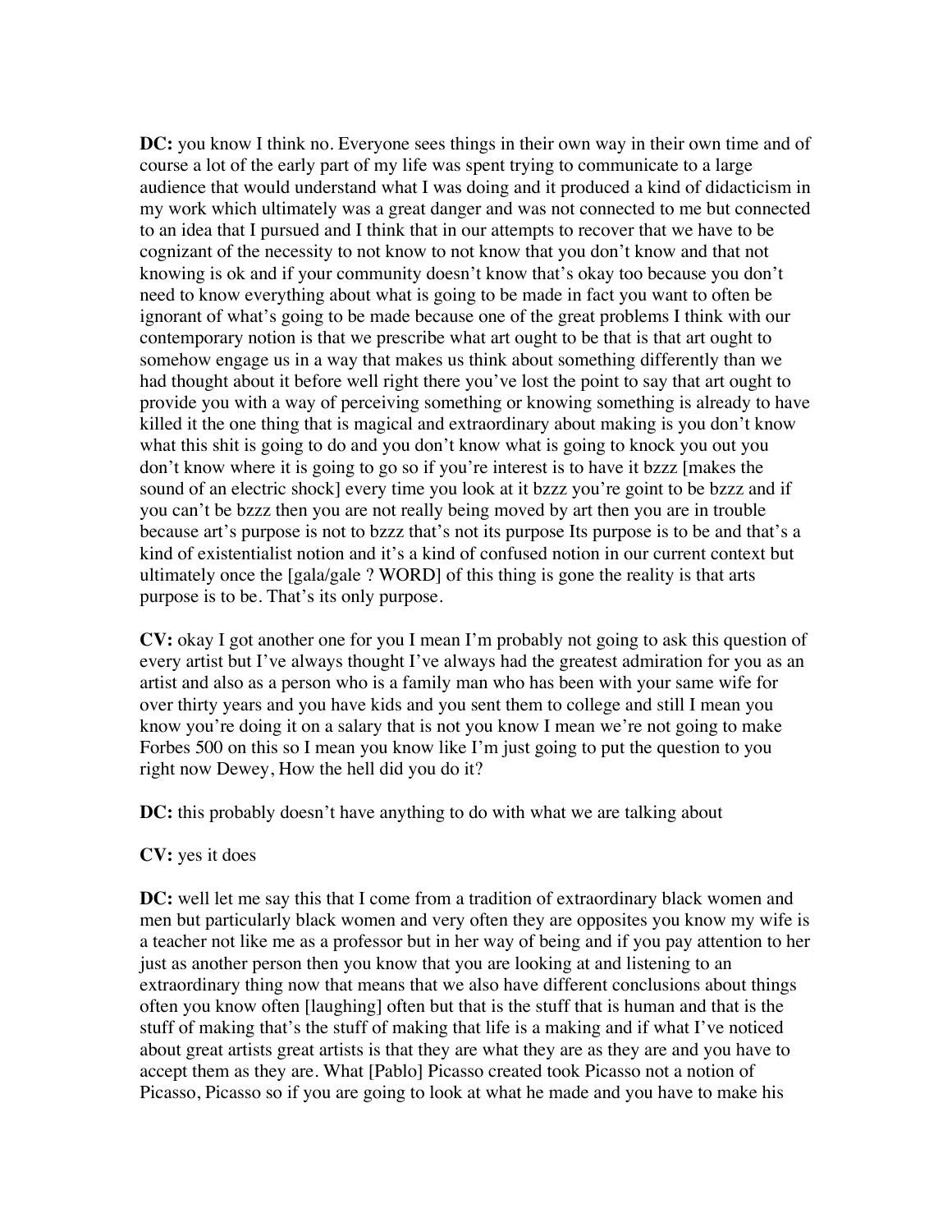**DC:** you know I think no. Everyone sees things in their own way in their own time and of course a lot of the early part of my life was spent trying to communicate to a large audience that would understand what I was doing and it produced a kind of didacticism in my work which ultimately was a great danger and was not connected to me but connected to an idea that I pursued and I think that in our attempts to recover that we have to be cognizant of the necessity to not know to not know that you don't know and that not knowing is ok and if your community doesn't know that's okay too because you don't need to know everything about what is going to be made in fact you want to often be ignorant of what's going to be made because one of the great problems I think with our contemporary notion is that we prescribe what art ought to be that is that art ought to somehow engage us in a way that makes us think about something differently than we had thought about it before well right there you've lost the point to say that art ought to provide you with a way of perceiving something or knowing something is already to have killed it the one thing that is magical and extraordinary about making is you don't know what this shit is going to do and you don't know what is going to knock you out you don't know where it is going to go so if you're interest is to have it bzzz [makes the sound of an electric shock] every time you look at it bzzz you're goint to be bzzz and if you can't be bzzz then you are not really being moved by art then you are in trouble because art's purpose is not to bzzz that's not its purpose Its purpose is to be and that's a kind of existentialist notion and it's a kind of confused notion in our current context but ultimately once the [gala/gale ? WORD] of this thing is gone the reality is that arts purpose is to be. That's its only purpose.

**CV:** okay I got another one for you I mean I'm probably not going to ask this question of every artist but I've always thought I've always had the greatest admiration for you as an artist and also as a person who is a family man who has been with your same wife for over thirty years and you have kids and you sent them to college and still I mean you know you're doing it on a salary that is not you know I mean we're not going to make Forbes 500 on this so I mean you know like I'm just going to put the question to you right now Dewey, How the hell did you do it?

**DC:** this probably doesn't have anything to do with what we are talking about

**CV:** yes it does

**DC:** well let me say this that I come from a tradition of extraordinary black women and men but particularly black women and very often they are opposites you know my wife is a teacher not like me as a professor but in her way of being and if you pay attention to her just as another person then you know that you are looking at and listening to an extraordinary thing now that means that we also have different conclusions about things often you know often [laughing] often but that is the stuff that is human and that is the stuff of making that's the stuff of making that life is a making and if what I've noticed about great artists great artists is that they are what they are as they are and you have to accept them as they are. What [Pablo] Picasso created took Picasso not a notion of Picasso, Picasso so if you are going to look at what he made and you have to make his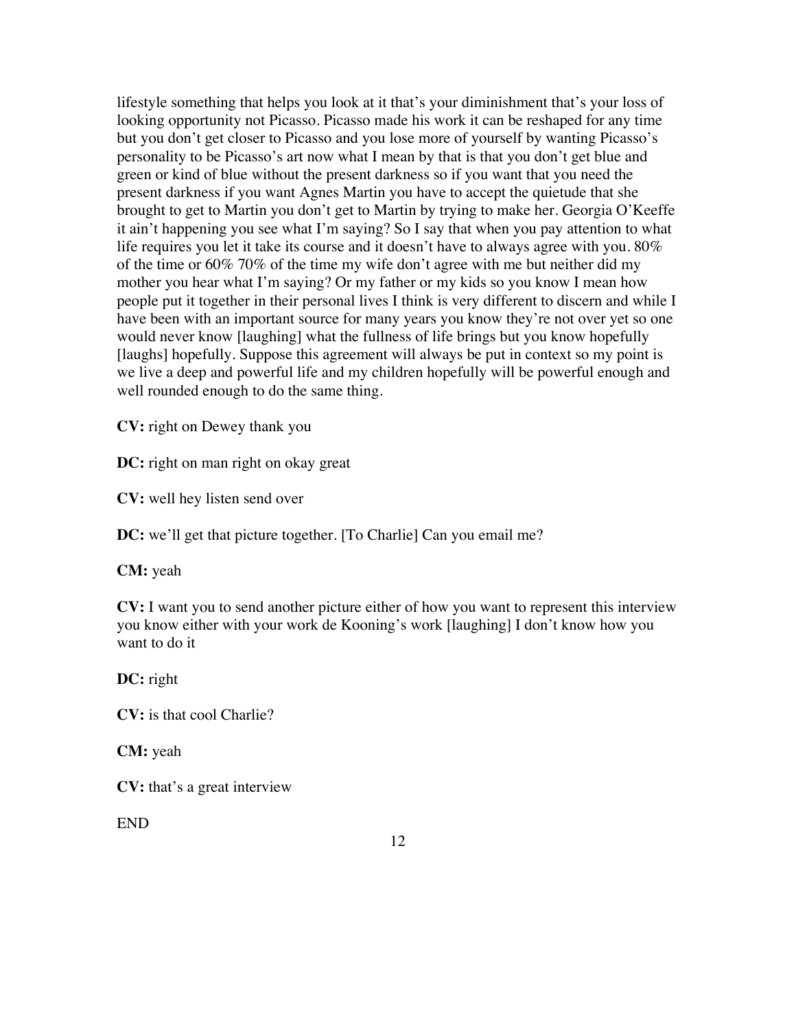lifestyle something that helps you look at it that's your diminishment that's your loss of looking opportunity not Picasso. Picasso made his work it can be reshaped for any time but you don't get closer to Picasso and you lose more of yourself by wanting Picasso's personality to be Picasso's art now what I mean by that is that you don't get blue and green or kind of blue without the present darkness so if you want that you need the present darkness if you want Agnes Martin you have to accept the quietude that she brought to get to Martin you don't get to Martin by trying to make her. Georgia O'Keeffe it ain't happening you see what I'm saying? So I say that when you pay attention to what life requires you let it take its course and it doesn't have to always agree with you. 80% of the time or 60% 70% of the time my wife don't agree with me but neither did my mother you hear what I'm saying? Or my father or my kids so you know I mean how people put it together in their personal lives I think is very different to discern and while I have been with an important source for many years you know they're not over yet so one would never know [laughing] what the fullness of life brings but you know hopefully [laughs] hopefully. Suppose this agreement will always be put in context so my point is we live a deep and powerful life and my children hopefully will be powerful enough and well rounded enough to do the same thing.

**CV:** right on Dewey thank you

**DC:** right on man right on okay great

**CV:** well hey listen send over

**DC:** we'll get that picture together. [To Charlie] Can you email me?

**CM:** yeah

**CV:** I want you to send another picture either of how you want to represent this interview you know either with your work de Kooning's work [laughing] I don't know how you want to do it

**DC:** right

**CV:** is that cool Charlie?

**CM:** yeah

**CV:** that's a great interview

END